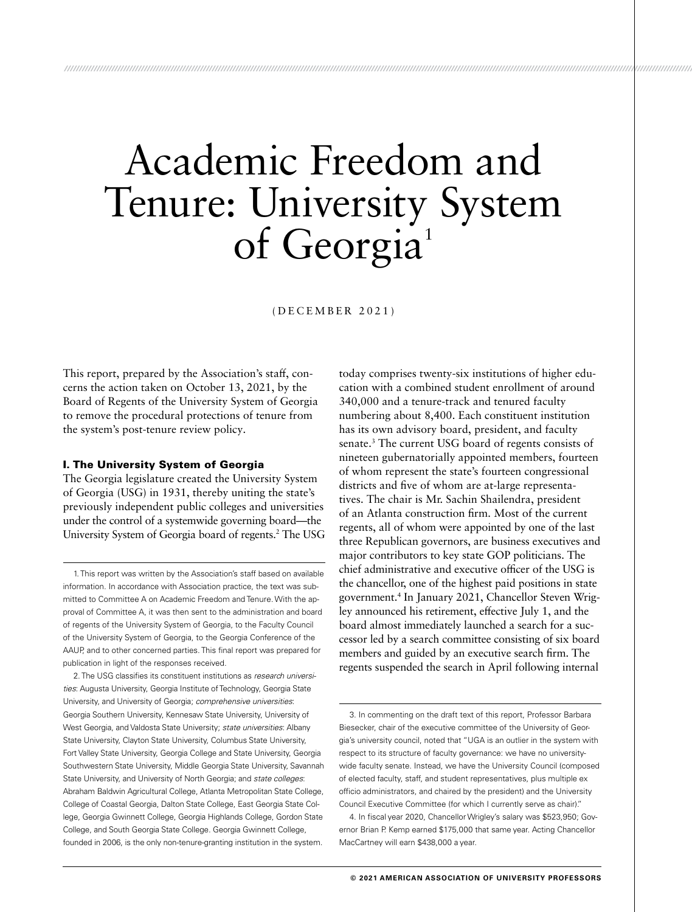# Academic Freedom and Tenure: University System of Georgia[1]

(DECEMBER 2021)

This report, prepared by the Association's staff, concerns the action taken on October 13, 2021, by the Board of Regents of the University System of Georgia to remove the procedural protections of tenure from the system's post-tenure review policy.

## I. The University System of Georgia

The Georgia legislature created the University System of Georgia (USG) in 1931, thereby uniting the state's previously independent public colleges and universities under the control of a systemwide governing board—the University System of Georgia board of regents.[2] The USG today comprises twenty-six institutions of higher education with a combined student enrollment of around 340,000 and a tenure-track and tenured faculty numbering about 8,400. Each constituent institution has its own advisory board, president, and faculty senate.[3] The current USG board of regents consists of nineteen gubernatorially appointed members, fourteen of whom represent the state's fourteen congressional districts and five of whom are at-large representatives. The chair is Mr. Sachin Shailendra, president of an Atlanta construction firm. Most of the current regents, all of whom were appointed by one of the last three Republican governors, are business executives and major contributors to key state GOP politicians. The chief administrative and executive officer of the USG is the chancellor, one of the highest paid positions in state government.[4] In January 2021, Chancellor Steven Wrigley announced his retirement, effective July 1, and the board almost immediately launched a search for a successor led by a search committee consisting of six board members and guided by an executive search firm. The regents suspended the search in April following internal

---

1. This report was written by the Association's staff based on available information. In accordance with Association practice, the text was submitted to Committee A on Academic Freedom and Tenure. With the approval of Committee A, it was then sent to the administration and board of regents of the University System of Georgia, to the Faculty Council of the University System of Georgia, to the Georgia Conference of the AAUP, and to other concerned parties. This final report was prepared for publication in light of the responses received.

2. The USG classifies its constituent institutions as *research universities*: Augusta University, Georgia Institute of Technology, Georgia State University, and University of Georgia; *comprehensive universities*: Georgia Southern University, Kennesaw State University, University of West Georgia, and Valdosta State University; *state universities*: Albany State University, Clayton State University, Columbus State University, Fort Valley State University, Georgia College and State University, Georgia Southwestern State University, Middle Georgia State University, Savannah State University, and University of North Georgia; and *state colleges*: Abraham Baldwin Agricultural College, Atlanta Metropolitan State College, College of Coastal Georgia, Dalton State College, East Georgia State College, Georgia Gwinnett College, Georgia Highlands College, Gordon State College, and South Georgia State College. Georgia Gwinnett College, founded in 2006, is the only non-tenure-granting institution in the system.

3. In commenting on the draft text of this report, Professor Barbara Biesecker, chair of the executive committee of the University of Georgia's university council, noted that "UGA is an outlier in the system with respect to its structure of faculty governance: we have no university-wide faculty senate. Instead, we have the University Council (composed of elected faculty, staff, and student representatives, plus multiple ex officio administrators, and chaired by the president) and the University Council Executive Committee (for which I currently serve as chair)."

4. In fiscal year 2020, Chancellor Wrigley's salary was $523,950; Governor Brian P. Kemp earned $175,000 that same year. Acting Chancellor MacCartney will earn $438,000 a year.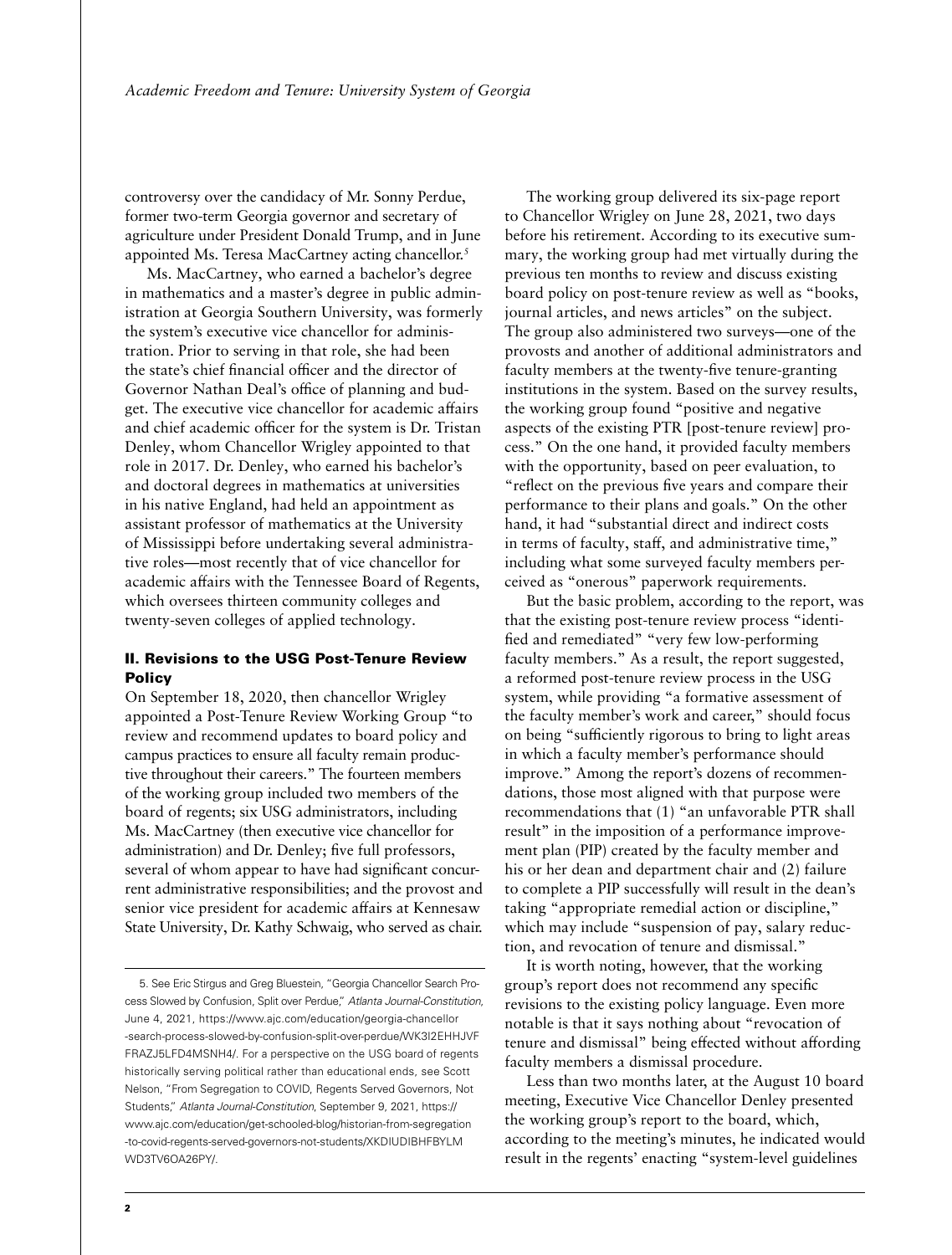controversy over the candidacy of Mr. Sonny Perdue, former two-term Georgia governor and secretary of agriculture under President Donald Trump, and in June appointed Ms. Teresa MacCartney acting chancellor.[5]

Ms. MacCartney, who earned a bachelor's degree in mathematics and a master's degree in public administration at Georgia Southern University, was formerly the system's executive vice chancellor for administration. Prior to serving in that role, she had been the state's chief financial officer and the director of Governor Nathan Deal's office of planning and budget. The executive vice chancellor for academic affairs and chief academic officer for the system is Dr. Tristan Denley, whom Chancellor Wrigley appointed to that role in 2017. Dr. Denley, who earned his bachelor's and doctoral degrees in mathematics at universities in his native England, had held an appointment as assistant professor of mathematics at the University of Mississippi before undertaking several administrative roles—most recently that of vice chancellor for academic affairs with the Tennessee Board of Regents, which oversees thirteen community colleges and twenty-seven colleges of applied technology.

## II. Revisions to the USG Post-Tenure Review Policy

On September 18, 2020, then chancellor Wrigley appointed a Post-Tenure Review Working Group "to review and recommend updates to board policy and campus practices to ensure all faculty remain productive throughout their careers." The fourteen members of the working group included two members of the board of regents; six USG administrators, including Ms. MacCartney (then executive vice chancellor for administration) and Dr. Denley; five full professors, several of whom appear to have had significant concurrent administrative responsibilities; and the provost and senior vice president for academic affairs at Kennesaw State University, Dr. Kathy Schwaig, who served as chair.

The working group delivered its six-page report to Chancellor Wrigley on June 28, 2021, two days before his retirement. According to its executive summary, the working group had met virtually during the previous ten months to review and discuss existing board policy on post-tenure review as well as "books, journal articles, and news articles" on the subject. The group also administered two surveys—one of the provosts and another of additional administrators and faculty members at the twenty-five tenure-granting institutions in the system. Based on the survey results, the working group found "positive and negative aspects of the existing PTR [post-tenure review] process." On the one hand, it provided faculty members with the opportunity, based on peer evaluation, to "reflect on the previous five years and compare their performance to their plans and goals." On the other hand, it had "substantial direct and indirect costs in terms of faculty, staff, and administrative time," including what some surveyed faculty members perceived as "onerous" paperwork requirements.

But the basic problem, according to the report, was that the existing post-tenure review process "identified and remediated" "very few low-performing faculty members." As a result, the report suggested, a reformed post-tenure review process in the USG system, while providing "a formative assessment of the faculty member's work and career," should focus on being "sufficiently rigorous to bring to light areas in which a faculty member's performance should improve." Among the report's dozens of recommendations, those most aligned with that purpose were recommendations that (1) "an unfavorable PTR shall result" in the imposition of a performance improvement plan (PIP) created by the faculty member and his or her dean and department chair and (2) failure to complete a PIP successfully will result in the dean's taking "appropriate remedial action or discipline," which may include "suspension of pay, salary reduction, and revocation of tenure and dismissal."

It is worth noting, however, that the working group's report does not recommend any specific revisions to the existing policy language. Even more notable is that it says nothing about "revocation of tenure and dismissal" being effected without affording faculty members a dismissal procedure.

Less than two months later, at the August 10 board meeting, Executive Vice Chancellor Denley presented the working group's report to the board, which, according to the meeting's minutes, he indicated would result in the regents' enacting "system-level guidelines

---

5. See Eric Stirgus and Greg Bluestein, "Georgia Chancellor Search Process Slowed by Confusion, Split over Perdue," *Atlanta Journal-Constitution,* June 4, 2021, https://www.ajc.com/education/georgia-chancellor-search-process-slowed-by-confusion-split-over-perdue/WK3I2EHHJVFFRAZJ5LFD4MSNH4/. For a perspective on the USG board of regents historically serving political rather than educational ends, see Scott Nelson, "From Segregation to COVID, Regents Served Governors, Not Students," *Atlanta Journal-Constitution*, September 9, 2021, https://www.ajc.com/education/get-schooled-blog/historian-from-segregation-to-covid-regents-served-governors-not-students/XKDIUDIBHFBYLMWD3TV6OA26PY/.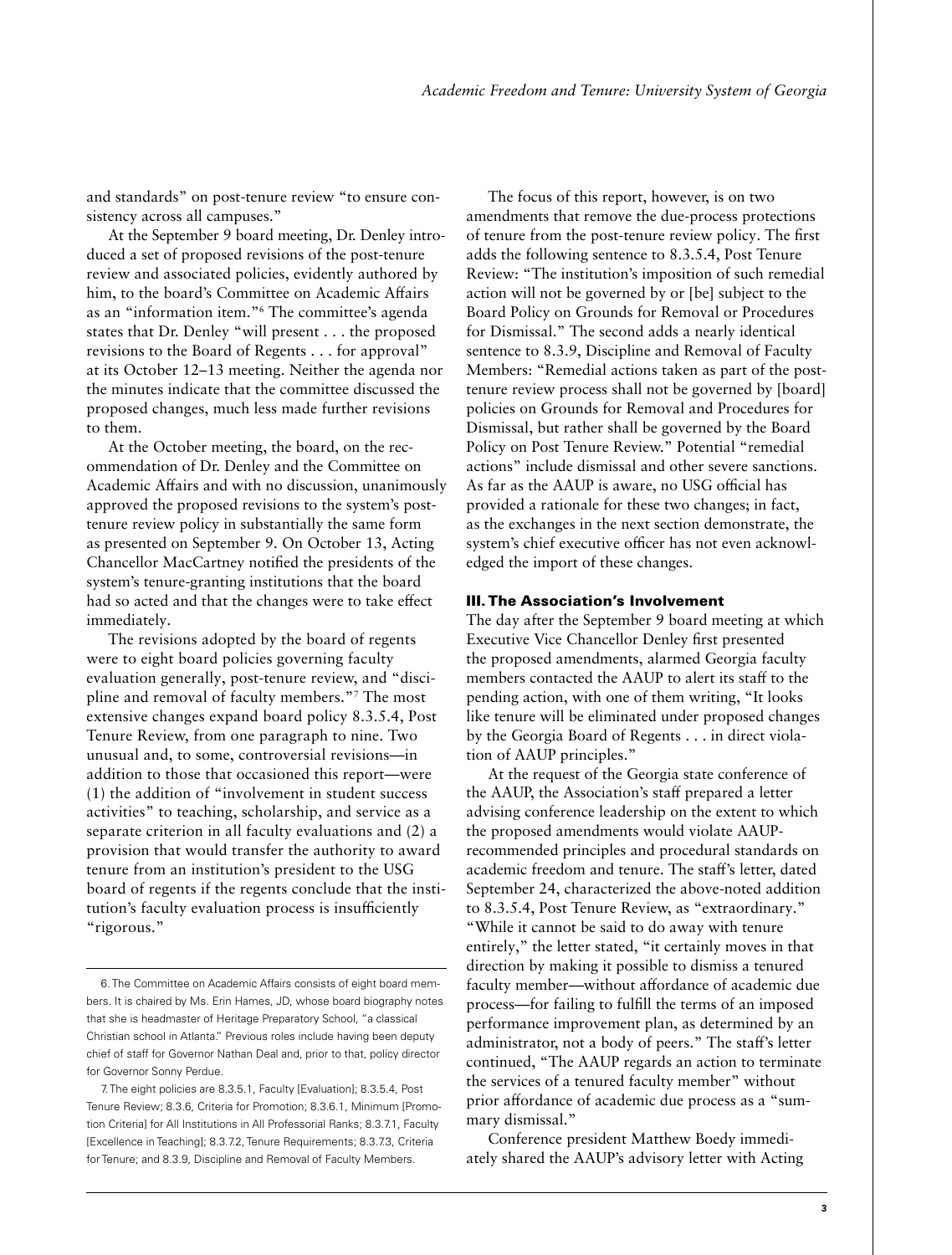and standards" on post-tenure review "to ensure consistency across all campuses."

At the September 9 board meeting, Dr. Denley introduced a set of proposed revisions of the post-tenure review and associated policies, evidently authored by him, to the board's Committee on Academic Affairs as an "information item."[6] The committee's agenda states that Dr. Denley "will present . . . the proposed revisions to the Board of Regents . . . for approval" at its October 12–13 meeting. Neither the agenda nor the minutes indicate that the committee discussed the proposed changes, much less made further revisions to them.

At the October meeting, the board, on the recommendation of Dr. Denley and the Committee on Academic Affairs and with no discussion, unanimously approved the proposed revisions to the system's post-tenure review policy in substantially the same form as presented on September 9. On October 13, Acting Chancellor MacCartney notified the presidents of the system's tenure-granting institutions that the board had so acted and that the changes were to take effect immediately.

The revisions adopted by the board of regents were to eight board policies governing faculty evaluation generally, post-tenure review, and "discipline and removal of faculty members."[7] The most extensive changes expand board policy 8.3.5.4, Post Tenure Review, from one paragraph to nine. Two unusual and, to some, controversial revisions—in addition to those that occasioned this report—were (1) the addition of "involvement in student success activities" to teaching, scholarship, and service as a separate criterion in all faculty evaluations and (2) a provision that would transfer the authority to award tenure from an institution's president to the USG board of regents if the regents conclude that the institution's faculty evaluation process is insufficiently "rigorous."

The focus of this report, however, is on two amendments that remove the due-process protections of tenure from the post-tenure review policy. The first adds the following sentence to 8.3.5.4, Post Tenure Review: "The institution's imposition of such remedial action will not be governed by or [be] subject to the Board Policy on Grounds for Removal or Procedures for Dismissal." The second adds a nearly identical sentence to 8.3.9, Discipline and Removal of Faculty Members: "Remedial actions taken as part of the post-tenure review process shall not be governed by [board] policies on Grounds for Removal and Procedures for Dismissal, but rather shall be governed by the Board Policy on Post Tenure Review." Potential "remedial actions" include dismissal and other severe sanctions. As far as the AAUP is aware, no USG official has provided a rationale for these two changes; in fact, as the exchanges in the next section demonstrate, the system's chief executive officer has not even acknowledged the import of these changes.

## III. The Association's Involvement

The day after the September 9 board meeting at which Executive Vice Chancellor Denley first presented the proposed amendments, alarmed Georgia faculty members contacted the AAUP to alert its staff to the pending action, with one of them writing, "It looks like tenure will be eliminated under proposed changes by the Georgia Board of Regents . . . in direct violation of AAUP principles."

At the request of the Georgia state conference of the AAUP, the Association's staff prepared a letter advising conference leadership on the extent to which the proposed amendments would violate AAUP-recommended principles and procedural standards on academic freedom and tenure. The staff's letter, dated September 24, characterized the above-noted addition to 8.3.5.4, Post Tenure Review, as "extraordinary." "While it cannot be said to do away with tenure entirely," the letter stated, "it certainly moves in that direction by making it possible to dismiss a tenured faculty member—without affordance of academic due process—for failing to fulfill the terms of an imposed performance improvement plan, as determined by an administrator, not a body of peers." The staff's letter continued, "The AAUP regards an action to terminate the services of a tenured faculty member" without prior affordance of academic due process as a "summary dismissal."

Conference president Matthew Boedy immediately shared the AAUP's advisory letter with Acting

---

6. The Committee on Academic Affairs consists of eight board members. It is chaired by Ms. Erin Hames, JD, whose board biography notes that she is headmaster of Heritage Preparatory School, "a classical Christian school in Atlanta." Previous roles include having been deputy chief of staff for Governor Nathan Deal and, prior to that, policy director for Governor Sonny Perdue.

7. The eight policies are 8.3.5.1, Faculty [Evaluation]; 8.3.5.4, Post Tenure Review; 8.3.6, Criteria for Promotion; 8.3.6.1, Minimum [Promotion Criteria] for All Institutions in All Professorial Ranks; 8.3.7.1, Faculty [Excellence in Teaching]; 8.3.7.2, Tenure Requirements; 8.3.7.3, Criteria for Tenure; and 8.3.9, Discipline and Removal of Faculty Members.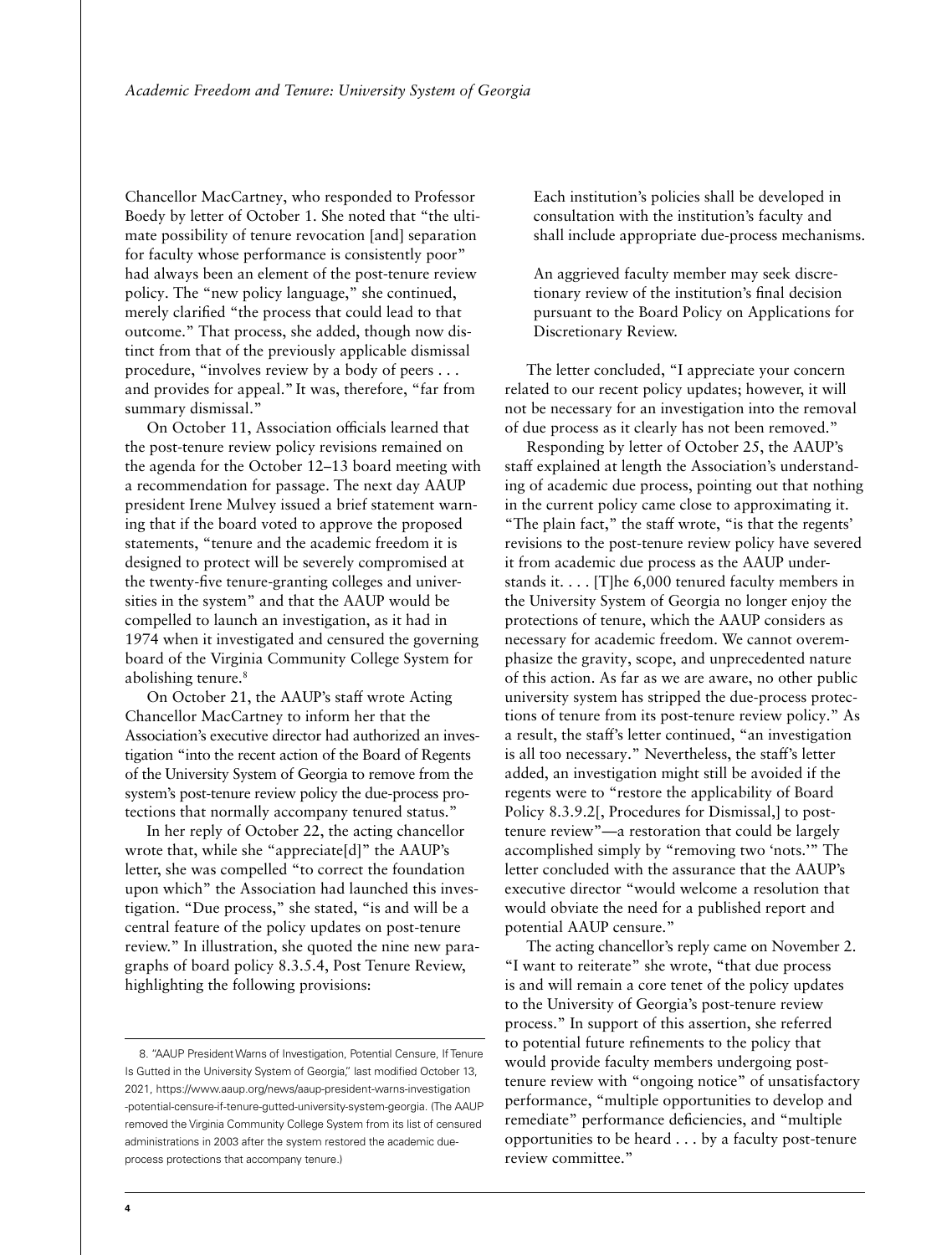Chancellor MacCartney, who responded to Professor Boedy by letter of October 1. She noted that "the ultimate possibility of tenure revocation [and] separation for faculty whose performance is consistently poor" had always been an element of the post-tenure review policy. The "new policy language," she continued, merely clarified "the process that could lead to that outcome." That process, she added, though now distinct from that of the previously applicable dismissal procedure, "involves review by a body of peers . . . and provides for appeal." It was, therefore, "far from summary dismissal."

On October 11, Association officials learned that the post-tenure review policy revisions remained on the agenda for the October 12–13 board meeting with a recommendation for passage. The next day AAUP president Irene Mulvey issued a brief statement warning that if the board voted to approve the proposed statements, "tenure and the academic freedom it is designed to protect will be severely compromised at the twenty-five tenure-granting colleges and universities in the system" and that the AAUP would be compelled to launch an investigation, as it had in 1974 when it investigated and censured the governing board of the Virginia Community College System for abolishing tenure.[8]

On October 21, the AAUP's staff wrote Acting Chancellor MacCartney to inform her that the Association's executive director had authorized an investigation "into the recent action of the Board of Regents of the University System of Georgia to remove from the system's post-tenure review policy the due-process protections that normally accompany tenured status."

In her reply of October 22, the acting chancellor wrote that, while she "appreciate[d]" the AAUP's letter, she was compelled "to correct the foundation upon which" the Association had launched this investigation. "Due process," she stated, "is and will be a central feature of the policy updates on post-tenure review." In illustration, she quoted the nine new paragraphs of board policy 8.3.5.4, Post Tenure Review, highlighting the following provisions:

> Each institution's policies shall be developed in consultation with the institution's faculty and shall include appropriate due-process mechanisms.
>
> An aggrieved faculty member may seek discretionary review of the institution's final decision pursuant to the Board Policy on Applications for Discretionary Review.

The letter concluded, "I appreciate your concern related to our recent policy updates; however, it will not be necessary for an investigation into the removal of due process as it clearly has not been removed."

Responding by letter of October 25, the AAUP's staff explained at length the Association's understanding of academic due process, pointing out that nothing in the current policy came close to approximating it. "The plain fact," the staff wrote, "is that the regents' revisions to the post-tenure review policy have severed it from academic due process as the AAUP understands it. . . . [T]he 6,000 tenured faculty members in the University System of Georgia no longer enjoy the protections of tenure, which the AAUP considers as necessary for academic freedom. We cannot overemphasize the gravity, scope, and unprecedented nature of this action. As far as we are aware, no other public university system has stripped the due-process protections of tenure from its post-tenure review policy." As a result, the staff's letter continued, "an investigation is all too necessary." Nevertheless, the staff's letter added, an investigation might still be avoided if the regents were to "restore the applicability of Board Policy 8.3.9.2[, Procedures for Dismissal,] to post-tenure review"—a restoration that could be largely accomplished simply by "removing two 'nots.'" The letter concluded with the assurance that the AAUP's executive director "would welcome a resolution that would obviate the need for a published report and potential AAUP censure."

The acting chancellor's reply came on November 2. "I want to reiterate" she wrote, "that due process is and will remain a core tenet of the policy updates to the University of Georgia's post-tenure review process." In support of this assertion, she referred to potential future refinements to the policy that would provide faculty members undergoing post-tenure review with "ongoing notice" of unsatisfactory performance, "multiple opportunities to develop and remediate" performance deficiencies, and "multiple opportunities to be heard . . . by a faculty post-tenure review committee."

---

8. "AAUP President Warns of Investigation, Potential Censure, If Tenure Is Gutted in the University System of Georgia," last modified October 13, 2021, https://www.aaup.org/news/aaup-president-warns-investigation-potential-censure-if-tenure-gutted-university-system-georgia. (The AAUP removed the Virginia Community College System from its list of censured administrations in 2003 after the system restored the academic due-process protections that accompany tenure.)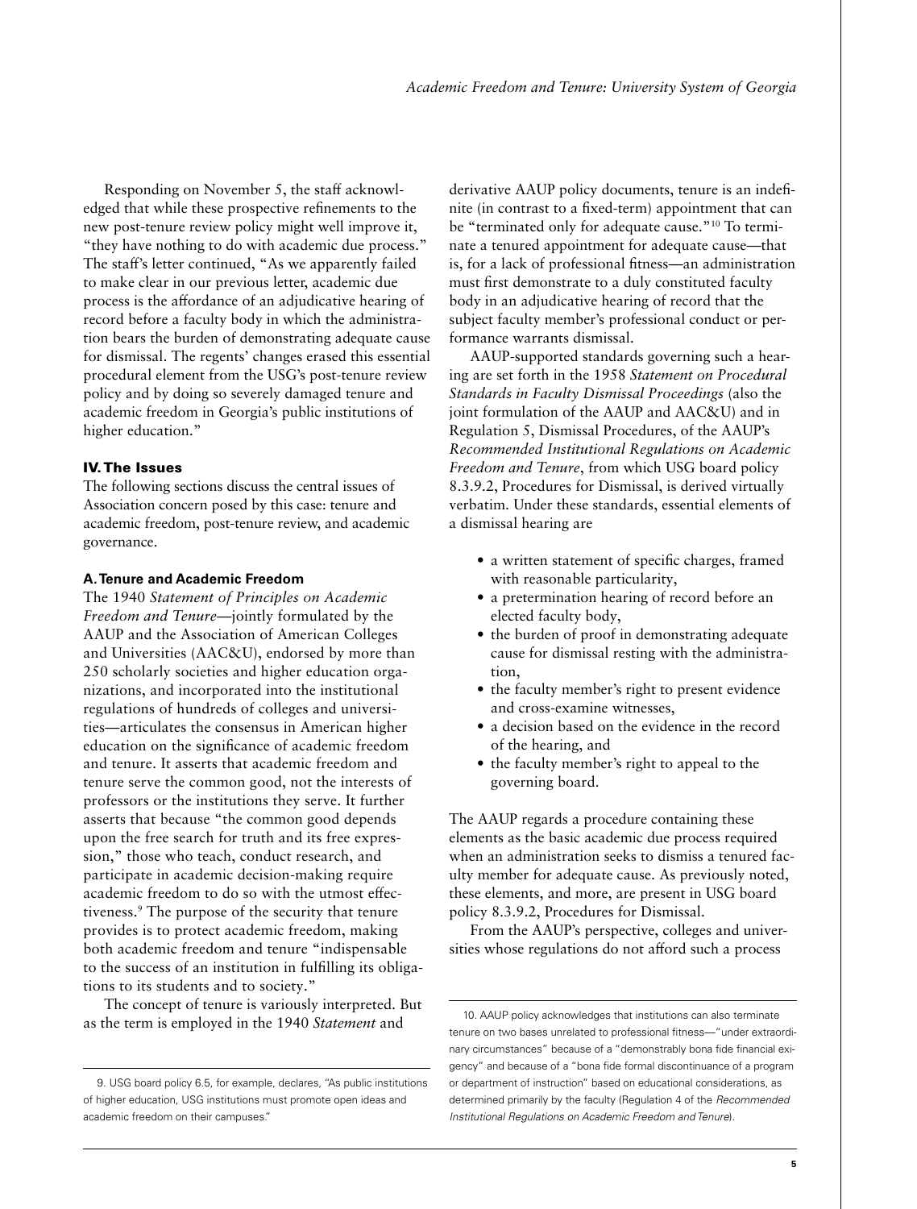Responding on November 5, the staff acknowledged that while these prospective refinements to the new post-tenure review policy might well improve it, "they have nothing to do with academic due process." The staff's letter continued, "As we apparently failed to make clear in our previous letter, academic due process is the affordance of an adjudicative hearing of record before a faculty body in which the administration bears the burden of demonstrating adequate cause for dismissal. The regents' changes erased this essential procedural element from the USG's post-tenure review policy and by doing so severely damaged tenure and academic freedom in Georgia's public institutions of higher education."

## IV. The Issues

The following sections discuss the central issues of Association concern posed by this case: tenure and academic freedom, post-tenure review, and academic governance.

### A. Tenure and Academic Freedom

The 1940 *Statement of Principles on Academic Freedom and Tenure*—jointly formulated by the AAUP and the Association of American Colleges and Universities (AAC&U), endorsed by more than 250 scholarly societies and higher education organizations, and incorporated into the institutional regulations of hundreds of colleges and universities—articulates the consensus in American higher education on the significance of academic freedom and tenure. It asserts that academic freedom and tenure serve the common good, not the interests of professors or the institutions they serve. It further asserts that because "the common good depends upon the free search for truth and its free expression," those who teach, conduct research, and participate in academic decision-making require academic freedom to do so with the utmost effectiveness.[9] The purpose of the security that tenure provides is to protect academic freedom, making both academic freedom and tenure "indispensable to the success of an institution in fulfilling its obligations to its students and to society."

The concept of tenure is variously interpreted. But as the term is employed in the 1940 *Statement* and derivative AAUP policy documents, tenure is an indefinite (in contrast to a fixed-term) appointment that can be "terminated only for adequate cause."[10] To terminate a tenured appointment for adequate cause—that is, for a lack of professional fitness—an administration must first demonstrate to a duly constituted faculty body in an adjudicative hearing of record that the subject faculty member's professional conduct or performance warrants dismissal.

AAUP-supported standards governing such a hearing are set forth in the 1958 *Statement on Procedural Standards in Faculty Dismissal Proceedings* (also the joint formulation of the AAUP and AAC&U) and in Regulation 5, Dismissal Procedures, of the AAUP's *Recommended Institutional Regulations on Academic Freedom and Tenure*, from which USG board policy 8.3.9.2, Procedures for Dismissal, is derived virtually verbatim. Under these standards, essential elements of a dismissal hearing are

- a written statement of specific charges, framed with reasonable particularity,
- a pretermination hearing of record before an elected faculty body,
- the burden of proof in demonstrating adequate cause for dismissal resting with the administration,
- the faculty member's right to present evidence and cross-examine witnesses,
- a decision based on the evidence in the record of the hearing, and
- the faculty member's right to appeal to the governing board.

The AAUP regards a procedure containing these elements as the basic academic due process required when an administration seeks to dismiss a tenured faculty member for adequate cause. As previously noted, these elements, and more, are present in USG board policy 8.3.9.2, Procedures for Dismissal.

From the AAUP's perspective, colleges and universities whose regulations do not afford such a process

---

9. USG board policy 6.5, for example, declares, "As public institutions of higher education, USG institutions must promote open ideas and academic freedom on their campuses."

10. AAUP policy acknowledges that institutions can also terminate tenure on two bases unrelated to professional fitness—"under extraordinary circumstances" because of a "demonstrably bona fide financial exigency" and because of a "bona fide formal discontinuance of a program or department of instruction" based on educational considerations, as determined primarily by the faculty (Regulation 4 of the *Recommended Institutional Regulations on Academic Freedom and Tenure*).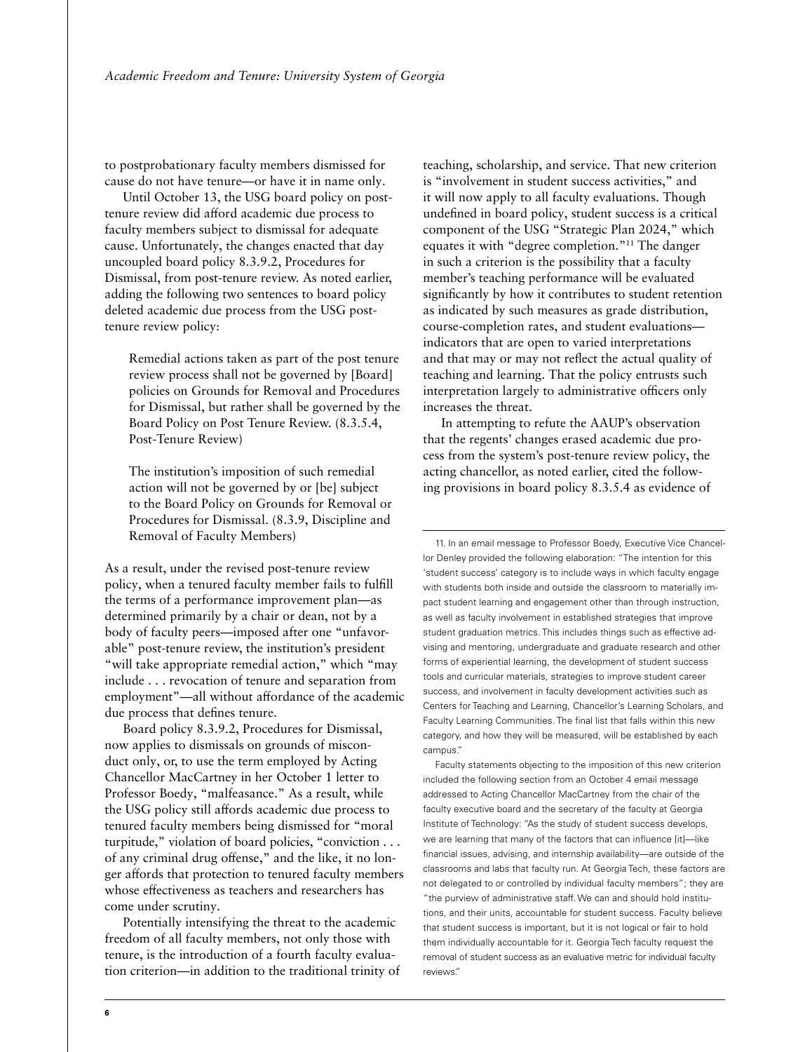to postprobationary faculty members dismissed for cause do not have tenure—or have it in name only.

Until October 13, the USG board policy on post-tenure review did afford academic due process to faculty members subject to dismissal for adequate cause. Unfortunately, the changes enacted that day uncoupled board policy 8.3.9.2, Procedures for Dismissal, from post-tenure review. As noted earlier, adding the following two sentences to board policy deleted academic due process from the USG post-tenure review policy:

> Remedial actions taken as part of the post tenure review process shall not be governed by [Board] policies on Grounds for Removal and Procedures for Dismissal, but rather shall be governed by the Board Policy on Post Tenure Review. (8.3.5.4, Post-Tenure Review)
>
> The institution's imposition of such remedial action will not be governed by or [be] subject to the Board Policy on Grounds for Removal or Procedures for Dismissal. (8.3.9, Discipline and Removal of Faculty Members)

As a result, under the revised post-tenure review policy, when a tenured faculty member fails to fulfill the terms of a performance improvement plan—as determined primarily by a chair or dean, not by a body of faculty peers—imposed after one "unfavorable" post-tenure review, the institution's president "will take appropriate remedial action," which "may include . . . revocation of tenure and separation from employment"—all without affordance of the academic due process that defines tenure.

Board policy 8.3.9.2, Procedures for Dismissal, now applies to dismissals on grounds of misconduct only, or, to use the term employed by Acting Chancellor MacCartney in her October 1 letter to Professor Boedy, "malfeasance." As a result, while the USG policy still affords academic due process to tenured faculty members being dismissed for "moral turpitude," violation of board policies, "conviction . . . of any criminal drug offense," and the like, it no longer affords that protection to tenured faculty members whose effectiveness as teachers and researchers has come under scrutiny.

Potentially intensifying the threat to the academic freedom of all faculty members, not only those with tenure, is the introduction of a fourth faculty evaluation criterion—in addition to the traditional trinity of teaching, scholarship, and service. That new criterion is "involvement in student success activities," and it will now apply to all faculty evaluations. Though undefined in board policy, student success is a critical component of the USG "Strategic Plan 2024," which equates it with "degree completion."[11] The danger in such a criterion is the possibility that a faculty member's teaching performance will be evaluated significantly by how it contributes to student retention as indicated by such measures as grade distribution, course-completion rates, and student evaluations—indicators that are open to varied interpretations and that may or may not reflect the actual quality of teaching and learning. That the policy entrusts such interpretation largely to administrative officers only increases the threat.

In attempting to refute the AAUP's observation that the regents' changes erased academic due process from the system's post-tenure review policy, the acting chancellor, as noted earlier, cited the following provisions in board policy 8.3.5.4 as evidence of

---

11. In an email message to Professor Boedy, Executive Vice Chancellor Denley provided the following elaboration: "The intention for this 'student success' category is to include ways in which faculty engage with students both inside and outside the classroom to materially impact student learning and engagement other than through instruction, as well as faculty involvement in established strategies that improve student graduation metrics. This includes things such as effective advising and mentoring, undergraduate and graduate research and other forms of experiential learning, the development of student success tools and curricular materials, strategies to improve student career success, and involvement in faculty development activities such as Centers for Teaching and Learning, Chancellor's Learning Scholars, and Faculty Learning Communities. The final list that falls within this new category, and how they will be measured, will be established by each campus."

Faculty statements objecting to the imposition of this new criterion included the following section from an October 4 email message addressed to Acting Chancellor MacCartney from the chair of the faculty executive board and the secretary of the faculty at Georgia Institute of Technology: "As the study of student success develops, we are learning that many of the factors that can influence [it]—like financial issues, advising, and internship availability—are outside of the classrooms and labs that faculty run. At Georgia Tech, these factors are not delegated to or controlled by individual faculty members"; they are "the purview of administrative staff. We can and should hold institutions, and their units, accountable for student success. Faculty believe that student success is important, but it is not logical or fair to hold them individually accountable for it. Georgia Tech faculty request the removal of student success as an evaluative metric for individual faculty reviews."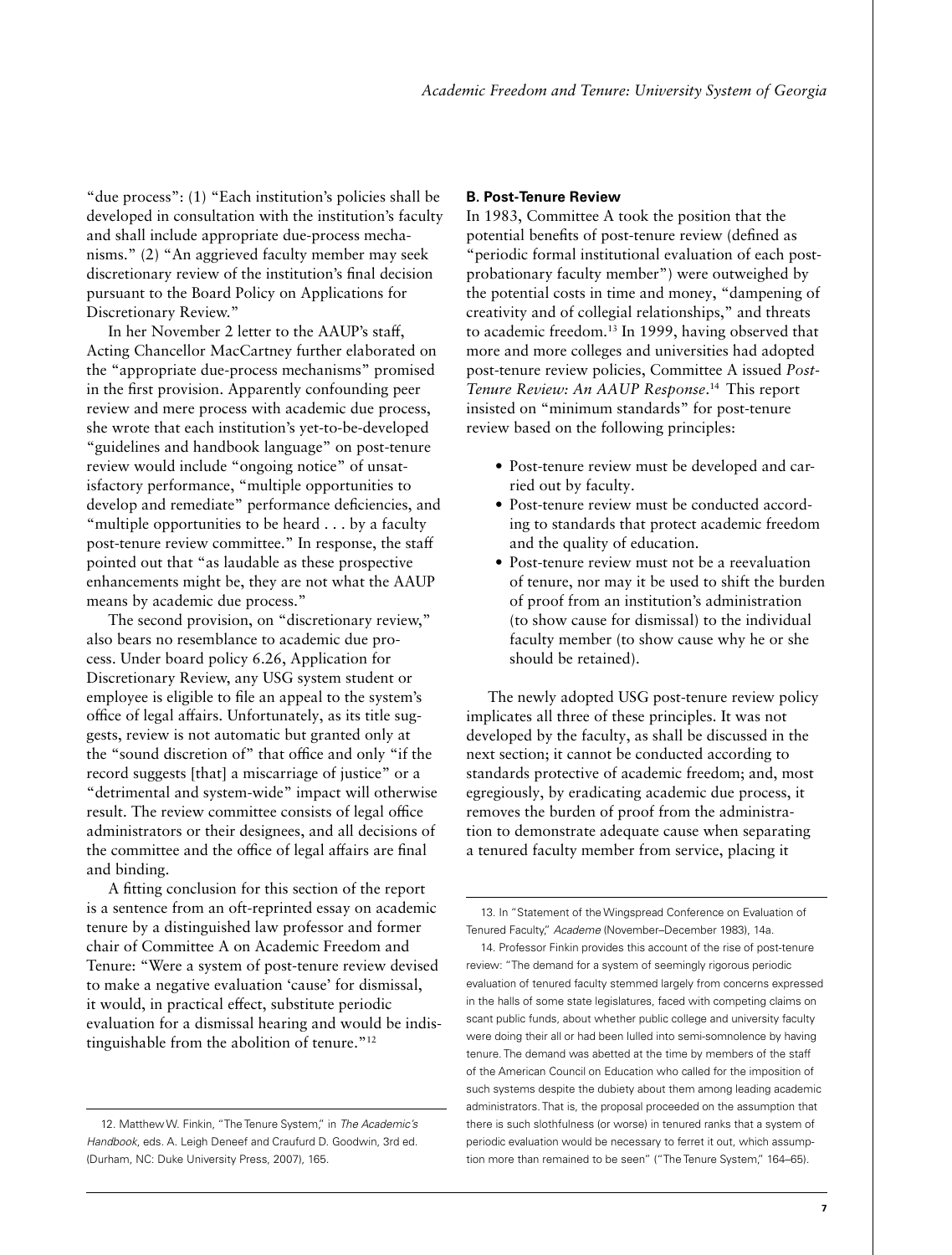"due process": (1) "Each institution's policies shall be developed in consultation with the institution's faculty and shall include appropriate due-process mechanisms." (2) "An aggrieved faculty member may seek discretionary review of the institution's final decision pursuant to the Board Policy on Applications for Discretionary Review."

In her November 2 letter to the AAUP's staff, Acting Chancellor MacCartney further elaborated on the "appropriate due-process mechanisms" promised in the first provision. Apparently confounding peer review and mere process with academic due process, she wrote that each institution's yet-to-be-developed "guidelines and handbook language" on post-tenure review would include "ongoing notice" of unsatisfactory performance, "multiple opportunities to develop and remediate" performance deficiencies, and "multiple opportunities to be heard . . . by a faculty post-tenure review committee." In response, the staff pointed out that "as laudable as these prospective enhancements might be, they are not what the AAUP means by academic due process."

The second provision, on "discretionary review," also bears no resemblance to academic due process. Under board policy 6.26, Application for Discretionary Review, any USG system student or employee is eligible to file an appeal to the system's office of legal affairs. Unfortunately, as its title suggests, review is not automatic but granted only at the "sound discretion of" that office and only "if the record suggests [that] a miscarriage of justice" or a "detrimental and system-wide" impact will otherwise result. The review committee consists of legal office administrators or their designees, and all decisions of the committee and the office of legal affairs are final and binding.

A fitting conclusion for this section of the report is a sentence from an oft-reprinted essay on academic tenure by a distinguished law professor and former chair of Committee A on Academic Freedom and Tenure: "Were a system of post-tenure review devised to make a negative evaluation 'cause' for dismissal, it would, in practical effect, substitute periodic evaluation for a dismissal hearing and would be indistinguishable from the abolition of tenure."[12]

### B. Post-Tenure Review

In 1983, Committee A took the position that the potential benefits of post-tenure review (defined as "periodic formal institutional evaluation of each post-probationary faculty member") were outweighed by the potential costs in time and money, "dampening of creativity and of collegial relationships," and threats to academic freedom.[13] In 1999, having observed that more and more colleges and universities had adopted post-tenure review policies, Committee A issued *Post-Tenure Review: An AAUP Response*.[14] This report insisted on "minimum standards" for post-tenure review based on the following principles:

- Post-tenure review must be developed and carried out by faculty.
- Post-tenure review must be conducted according to standards that protect academic freedom and the quality of education.
- Post-tenure review must not be a reevaluation of tenure, nor may it be used to shift the burden of proof from an institution's administration (to show cause for dismissal) to the individual faculty member (to show cause why he or she should be retained).

The newly adopted USG post-tenure review policy implicates all three of these principles. It was not developed by the faculty, as shall be discussed in the next section; it cannot be conducted according to standards protective of academic freedom; and, most egregiously, by eradicating academic due process, it removes the burden of proof from the administration to demonstrate adequate cause when separating a tenured faculty member from service, placing it

---

12. Matthew W. Finkin, "The Tenure System," in *The Academic's Handbook*, eds. A. Leigh Deneef and Craufurd D. Goodwin, 3rd ed. (Durham, NC: Duke University Press, 2007), 165.

13. In "Statement of the Wingspread Conference on Evaluation of Tenured Faculty," *Academe* (November–December 1983), 14a.

14. Professor Finkin provides this account of the rise of post-tenure review: "The demand for a system of seemingly rigorous periodic evaluation of tenured faculty stemmed largely from concerns expressed in the halls of some state legislatures, faced with competing claims on scant public funds, about whether public college and university faculty were doing their all or had been lulled into semi-somnolence by having tenure. The demand was abetted at the time by members of the staff of the American Council on Education who called for the imposition of such systems despite the dubiety about them among leading academic administrators. That is, the proposal proceeded on the assumption that there is such slothfulness (or worse) in tenured ranks that a system of periodic evaluation would be necessary to ferret it out, which assumption more than remained to be seen" ("The Tenure System," 164–65).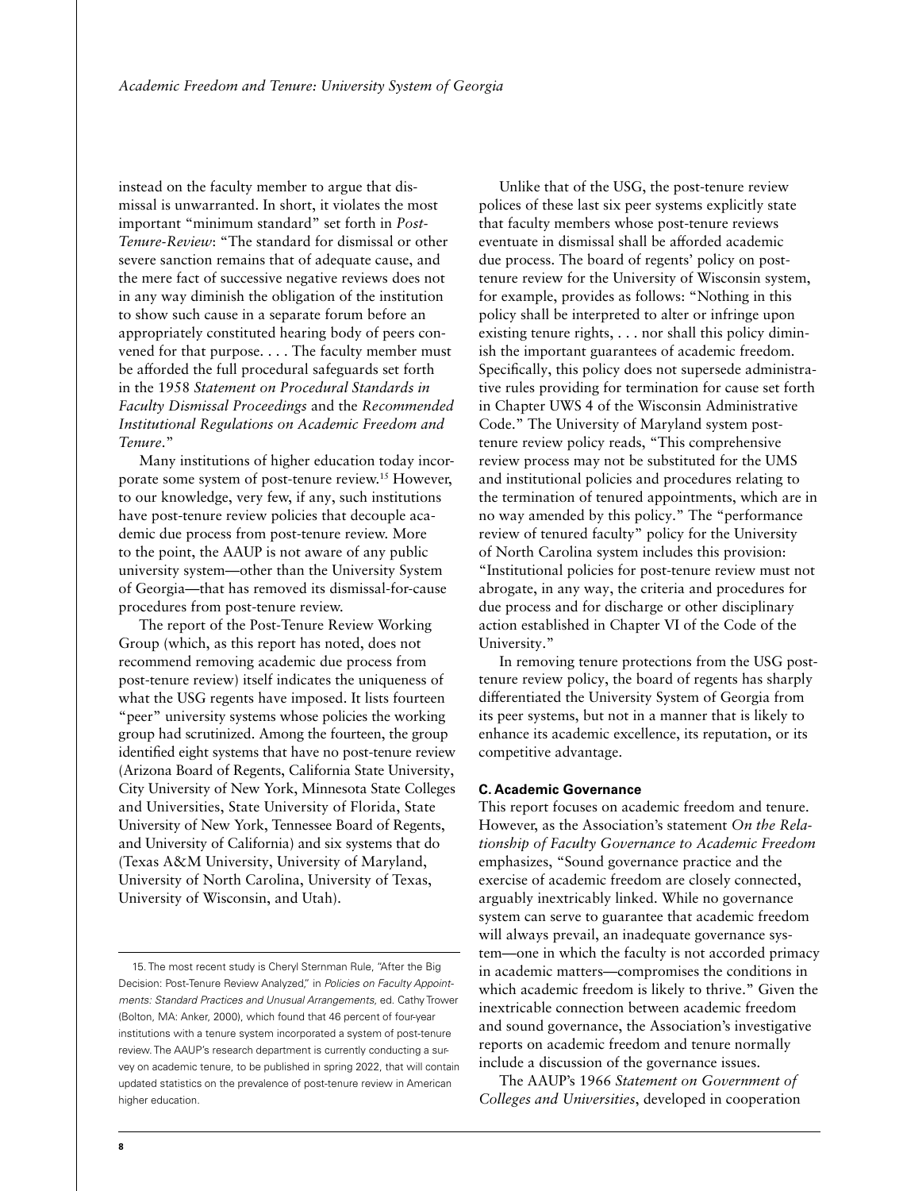instead on the faculty member to argue that dismissal is unwarranted. In short, it violates the most important "minimum standard" set forth in *Post-Tenure-Review*: "The standard for dismissal or other severe sanction remains that of adequate cause, and the mere fact of successive negative reviews does not in any way diminish the obligation of the institution to show such cause in a separate forum before an appropriately constituted hearing body of peers convened for that purpose. . . . The faculty member must be afforded the full procedural safeguards set forth in the 1958 *Statement on Procedural Standards in Faculty Dismissal Proceedings* and the *Recommended Institutional Regulations on Academic Freedom and Tenure*."

Many institutions of higher education today incorporate some system of post-tenure review.[15] However, to our knowledge, very few, if any, such institutions have post-tenure review policies that decouple academic due process from post-tenure review. More to the point, the AAUP is not aware of any public university system—other than the University System of Georgia—that has removed its dismissal-for-cause procedures from post-tenure review.

The report of the Post-Tenure Review Working Group (which, as this report has noted, does not recommend removing academic due process from post-tenure review) itself indicates the uniqueness of what the USG regents have imposed. It lists fourteen "peer" university systems whose policies the working group had scrutinized. Among the fourteen, the group identified eight systems that have no post-tenure review (Arizona Board of Regents, California State University, City University of New York, Minnesota State Colleges and Universities, State University of Florida, State University of New York, Tennessee Board of Regents, and University of California) and six systems that do (Texas A&M University, University of Maryland, University of North Carolina, University of Texas, University of Wisconsin, and Utah).

Unlike that of the USG, the post-tenure review polices of these last six peer systems explicitly state that faculty members whose post-tenure reviews eventuate in dismissal shall be afforded academic due process. The board of regents' policy on post-tenure review for the University of Wisconsin system, for example, provides as follows: "Nothing in this policy shall be interpreted to alter or infringe upon existing tenure rights, . . . nor shall this policy diminish the important guarantees of academic freedom. Specifically, this policy does not supersede administrative rules providing for termination for cause set forth in Chapter UWS 4 of the Wisconsin Administrative Code." The University of Maryland system post-tenure review policy reads, "This comprehensive review process may not be substituted for the UMS and institutional policies and procedures relating to the termination of tenured appointments, which are in no way amended by this policy." The "performance review of tenured faculty" policy for the University of North Carolina system includes this provision: "Institutional policies for post-tenure review must not abrogate, in any way, the criteria and procedures for due process and for discharge or other disciplinary action established in Chapter VI of the Code of the University."

In removing tenure protections from the USG post-tenure review policy, the board of regents has sharply differentiated the University System of Georgia from its peer systems, but not in a manner that is likely to enhance its academic excellence, its reputation, or its competitive advantage.

#### C. Academic Governance

This report focuses on academic freedom and tenure. However, as the Association's statement *On the Relationship of Faculty Governance to Academic Freedom* emphasizes, "Sound governance practice and the exercise of academic freedom are closely connected, arguably inextricably linked. While no governance system can serve to guarantee that academic freedom will always prevail, an inadequate governance system—one in which the faculty is not accorded primacy in academic matters—compromises the conditions in which academic freedom is likely to thrive." Given the inextricable connection between academic freedom and sound governance, the Association's investigative reports on academic freedom and tenure normally include a discussion of the governance issues.

The AAUP's 1966 *Statement on Government of Colleges and Universities*, developed in cooperation

---

15. The most recent study is Cheryl Sternman Rule, "After the Big Decision: Post-Tenure Review Analyzed," in *Policies on Faculty Appointments: Standard Practices and Unusual Arrangements*, ed. Cathy Trower (Bolton, MA: Anker, 2000), which found that 46 percent of four-year institutions with a tenure system incorporated a system of post-tenure review. The AAUP's research department is currently conducting a survey on academic tenure, to be published in spring 2022, that will contain updated statistics on the prevalence of post-tenure review in American higher education.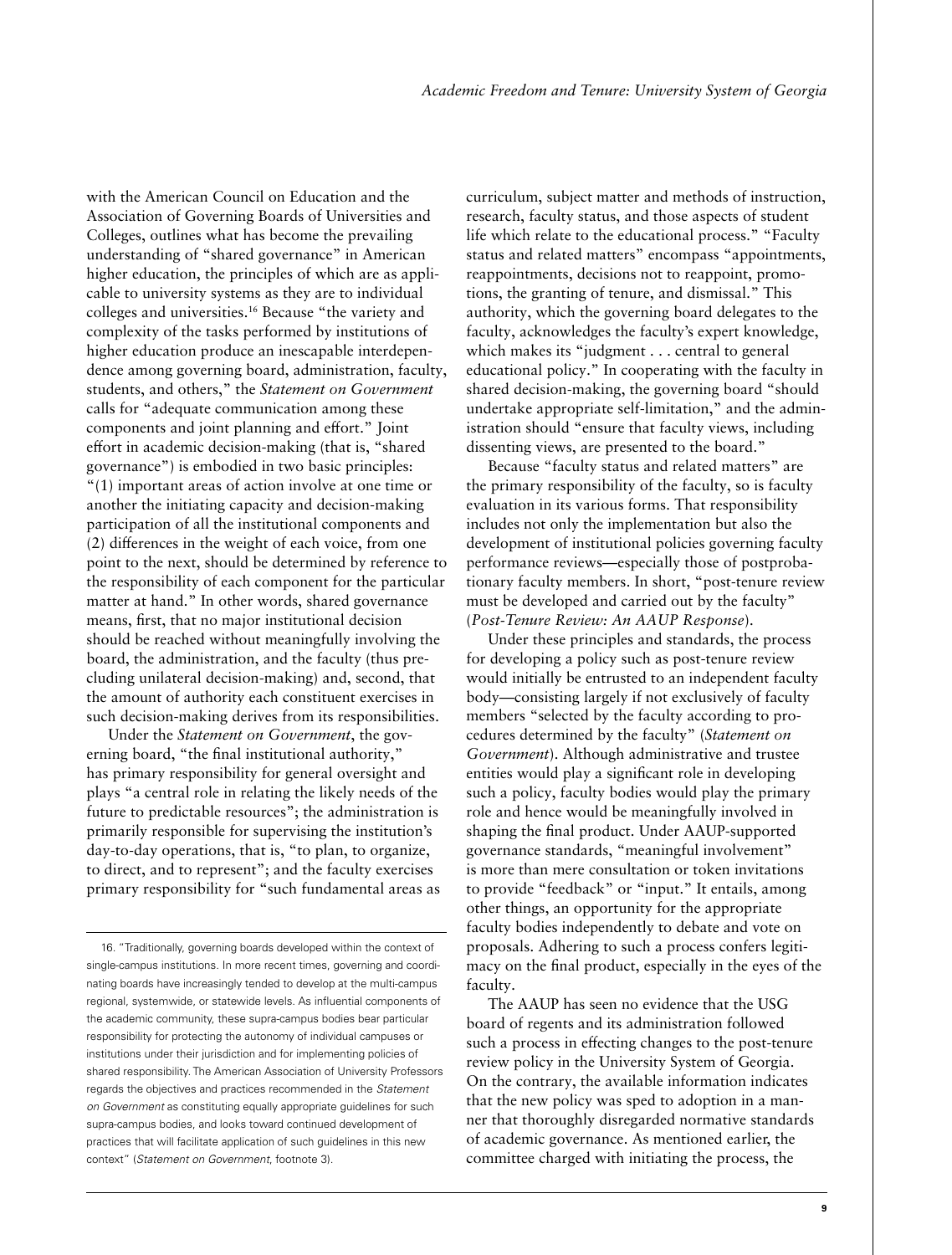with the American Council on Education and the Association of Governing Boards of Universities and Colleges, outlines what has become the prevailing understanding of "shared governance" in American higher education, the principles of which are as applicable to university systems as they are to individual colleges and universities.[16] Because "the variety and complexity of the tasks performed by institutions of higher education produce an inescapable interdependence among governing board, administration, faculty, students, and others," the *Statement on Government* calls for "adequate communication among these components and joint planning and effort." Joint effort in academic decision-making (that is, "shared governance") is embodied in two basic principles: "(1) important areas of action involve at one time or another the initiating capacity and decision-making participation of all the institutional components and (2) differences in the weight of each voice, from one point to the next, should be determined by reference to the responsibility of each component for the particular matter at hand." In other words, shared governance means, first, that no major institutional decision should be reached without meaningfully involving the board, the administration, and the faculty (thus precluding unilateral decision-making) and, second, that the amount of authority each constituent exercises in such decision-making derives from its responsibilities.

Under the *Statement on Government*, the governing board, "the final institutional authority," has primary responsibility for general oversight and plays "a central role in relating the likely needs of the future to predictable resources"; the administration is primarily responsible for supervising the institution's day-to-day operations, that is, "to plan, to organize, to direct, and to represent"; and the faculty exercises primary responsibility for "such fundamental areas as curriculum, subject matter and methods of instruction, research, faculty status, and those aspects of student life which relate to the educational process." "Faculty status and related matters" encompass "appointments, reappointments, decisions not to reappoint, promotions, the granting of tenure, and dismissal." This authority, which the governing board delegates to the faculty, acknowledges the faculty's expert knowledge, which makes its "judgment . . . central to general educational policy." In cooperating with the faculty in shared decision-making, the governing board "should undertake appropriate self-limitation," and the administration should "ensure that faculty views, including dissenting views, are presented to the board."

Because "faculty status and related matters" are the primary responsibility of the faculty, so is faculty evaluation in its various forms. That responsibility includes not only the implementation but also the development of institutional policies governing faculty performance reviews—especially those of postprobationary faculty members. In short, "post-tenure review must be developed and carried out by the faculty" (*Post-Tenure Review: An AAUP Response*).

Under these principles and standards, the process for developing a policy such as post-tenure review would initially be entrusted to an independent faculty body—consisting largely if not exclusively of faculty members "selected by the faculty according to procedures determined by the faculty" (*Statement on Government*). Although administrative and trustee entities would play a significant role in developing such a policy, faculty bodies would play the primary role and hence would be meaningfully involved in shaping the final product. Under AAUP-supported governance standards, "meaningful involvement" is more than mere consultation or token invitations to provide "feedback" or "input." It entails, among other things, an opportunity for the appropriate faculty bodies independently to debate and vote on proposals. Adhering to such a process confers legitimacy on the final product, especially in the eyes of the faculty.

The AAUP has seen no evidence that the USG board of regents and its administration followed such a process in effecting changes to the post-tenure review policy in the University System of Georgia. On the contrary, the available information indicates that the new policy was sped to adoption in a manner that thoroughly disregarded normative standards of academic governance. As mentioned earlier, the committee charged with initiating the process, the

---

16. "Traditionally, governing boards developed within the context of single-campus institutions. In more recent times, governing and coordinating boards have increasingly tended to develop at the multi-campus regional, systemwide, or statewide levels. As influential components of the academic community, these supra-campus bodies bear particular responsibility for protecting the autonomy of individual campuses or institutions under their jurisdiction and for implementing policies of shared responsibility. The American Association of University Professors regards the objectives and practices recommended in the *Statement on Government* as constituting equally appropriate guidelines for such supra-campus bodies, and looks toward continued development of practices that will facilitate application of such guidelines in this new context" (*Statement on Government*, footnote 3).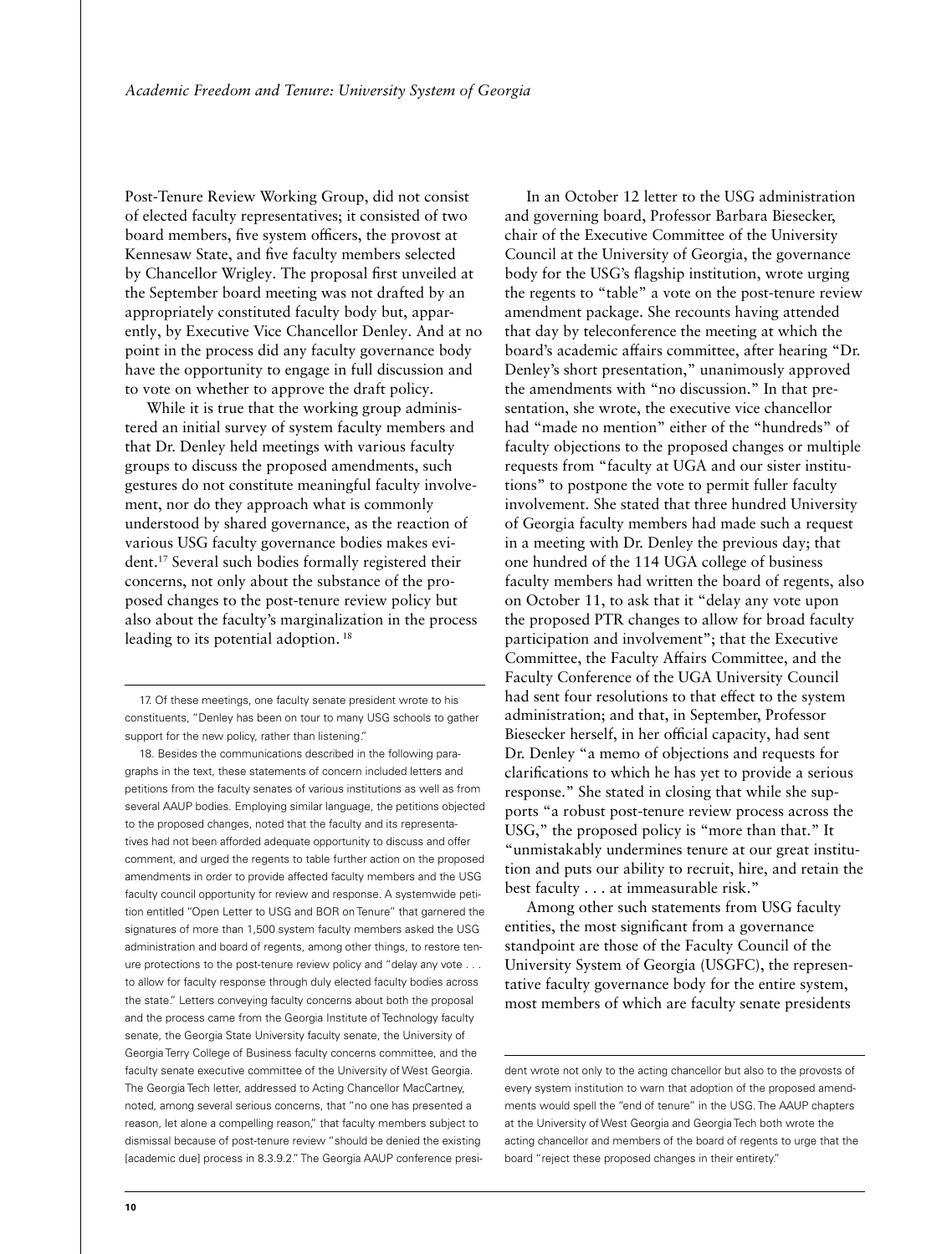Post-Tenure Review Working Group, did not consist of elected faculty representatives; it consisted of two board members, five system officers, the provost at Kennesaw State, and five faculty members selected by Chancellor Wrigley. The proposal first unveiled at the September board meeting was not drafted by an appropriately constituted faculty body but, apparently, by Executive Vice Chancellor Denley. And at no point in the process did any faculty governance body have the opportunity to engage in full discussion and to vote on whether to approve the draft policy.

While it is true that the working group administered an initial survey of system faculty members and that Dr. Denley held meetings with various faculty groups to discuss the proposed amendments, such gestures do not constitute meaningful faculty involvement, nor do they approach what is commonly understood by shared governance, as the reaction of various USG faculty governance bodies makes evident.[17] Several such bodies formally registered their concerns, not only about the substance of the proposed changes to the post-tenure review policy but also about the faculty's marginalization in the process leading to its potential adoption.[18]

In an October 12 letter to the USG administration and governing board, Professor Barbara Biesecker, chair of the Executive Committee of the University Council at the University of Georgia, the governance body for the USG's flagship institution, wrote urging the regents to "table" a vote on the post-tenure review amendment package. She recounts having attended that day by teleconference the meeting at which the board's academic affairs committee, after hearing "Dr. Denley's short presentation," unanimously approved the amendments with "no discussion." In that presentation, she wrote, the executive vice chancellor had "made no mention" either of the "hundreds" of faculty objections to the proposed changes or multiple requests from "faculty at UGA and our sister institutions" to postpone the vote to permit fuller faculty involvement. She stated that three hundred University of Georgia faculty members had made such a request in a meeting with Dr. Denley the previous day; that one hundred of the 114 UGA college of business faculty members had written the board of regents, also on October 11, to ask that it "delay any vote upon the proposed PTR changes to allow for broad faculty participation and involvement"; that the Executive Committee, the Faculty Affairs Committee, and the Faculty Conference of the UGA University Council had sent four resolutions to that effect to the system administration; and that, in September, Professor Biesecker herself, in her official capacity, had sent Dr. Denley "a memo of objections and requests for clarifications to which he has yet to provide a serious response." She stated in closing that while she supports "a robust post-tenure review process across the USG," the proposed policy is "more than that." It "unmistakably undermines tenure at our great institution and puts our ability to recruit, hire, and retain the best faculty . . . at immeasurable risk."

Among other such statements from USG faculty entities, the most significant from a governance standpoint are those of the Faculty Council of the University System of Georgia (USGFC), the representative faculty governance body for the entire system, most members of which are faculty senate presidents

---

17. Of these meetings, one faculty senate president wrote to his constituents, "Denley has been on tour to many USG schools to gather support for the new policy, rather than listening."

18. Besides the communications described in the following paragraphs in the text, these statements of concern included letters and petitions from the faculty senates of various institutions as well as from several AAUP bodies. Employing similar language, the petitions objected to the proposed changes, noted that the faculty and its representatives had not been afforded adequate opportunity to discuss and offer comment, and urged the regents to table further action on the proposed amendments in order to provide affected faculty members and the USG faculty council opportunity for review and response. A systemwide petition entitled "Open Letter to USG and BOR on Tenure" that garnered the signatures of more than 1,500 system faculty members asked the USG administration and board of regents, among other things, to restore tenure protections to the post-tenure review policy and "delay any vote . . . to allow for faculty response through duly elected faculty bodies across the state." Letters conveying faculty concerns about both the proposal and the process came from the Georgia Institute of Technology faculty senate, the Georgia State University faculty senate, the University of Georgia Terry College of Business faculty concerns committee, and the faculty senate executive committee of the University of West Georgia. The Georgia Tech letter, addressed to Acting Chancellor MacCartney, noted, among several serious concerns, that "no one has presented a reason, let alone a compelling reason," that faculty members subject to dismissal because of post-tenure review "should be denied the existing [academic due] process in 8.3.9.2." The Georgia AAUP conference president wrote not only to the acting chancellor but also to the provosts of every system institution to warn that adoption of the proposed amendments would spell the "end of tenure" in the USG. The AAUP chapters at the University of West Georgia and Georgia Tech both wrote the acting chancellor and members of the board of regents to urge that the board "reject these proposed changes in their entirety."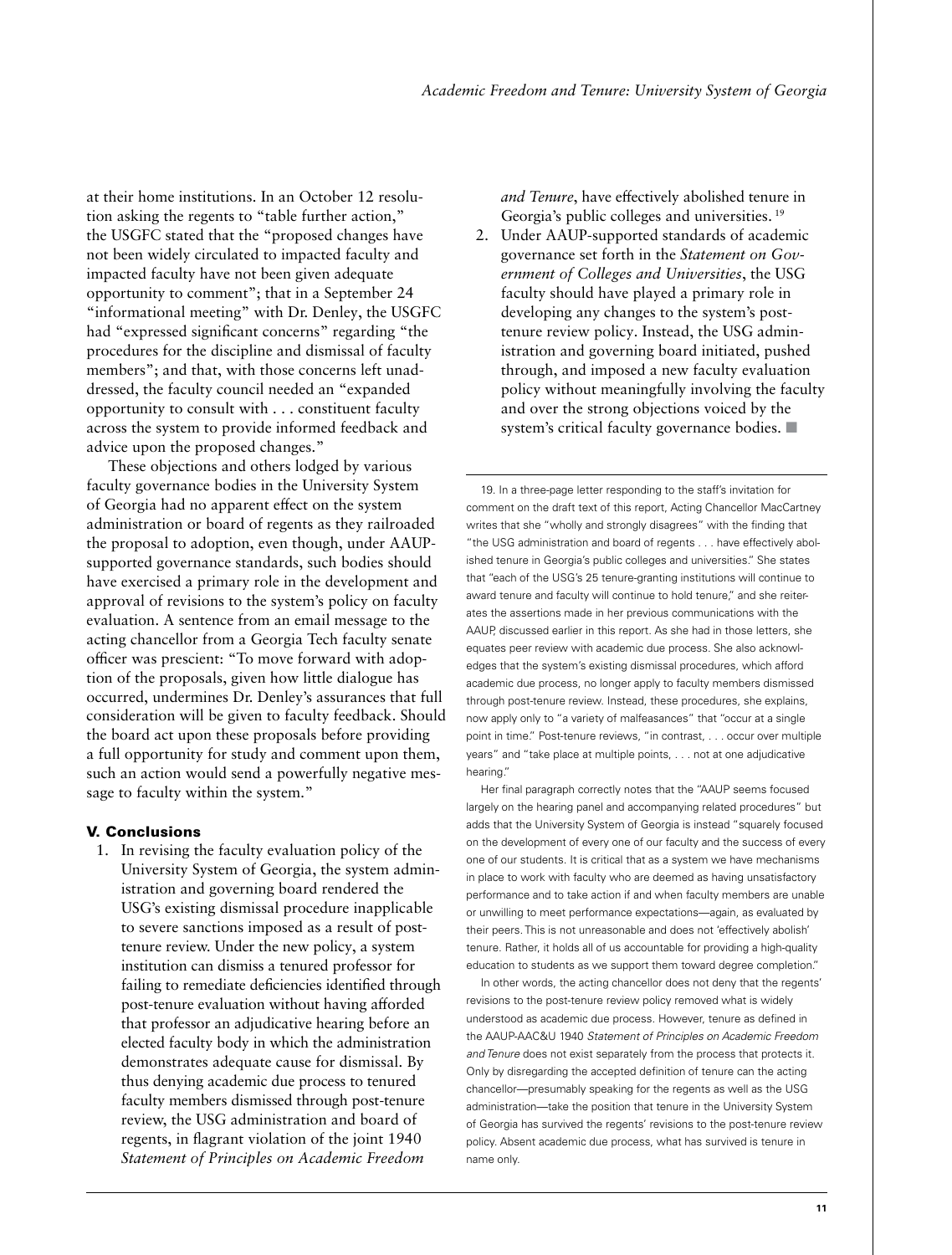at their home institutions. In an October 12 resolution asking the regents to "table further action," the USGFC stated that the "proposed changes have not been widely circulated to impacted faculty and impacted faculty have not been given adequate opportunity to comment"; that in a September 24 "informational meeting" with Dr. Denley, the USGFC had "expressed significant concerns" regarding "the procedures for the discipline and dismissal of faculty members"; and that, with those concerns left unaddressed, the faculty council needed an "expanded opportunity to consult with . . . constituent faculty across the system to provide informed feedback and advice upon the proposed changes."

These objections and others lodged by various faculty governance bodies in the University System of Georgia had no apparent effect on the system administration or board of regents as they railroaded the proposal to adoption, even though, under AAUP-supported governance standards, such bodies should have exercised a primary role in the development and approval of revisions to the system's policy on faculty evaluation. A sentence from an email message to the acting chancellor from a Georgia Tech faculty senate officer was prescient: "To move forward with adoption of the proposals, given how little dialogue has occurred, undermines Dr. Denley's assurances that full consideration will be given to faculty feedback. Should the board act upon these proposals before providing a full opportunity for study and comment upon them, such an action would send a powerfully negative message to faculty within the system."

## V. Conclusions

1. In revising the faculty evaluation policy of the University System of Georgia, the system administration and governing board rendered the USG's existing dismissal procedure inapplicable to severe sanctions imposed as a result of post-tenure review. Under the new policy, a system institution can dismiss a tenured professor for failing to remediate deficiencies identified through post-tenure evaluation without having afforded that professor an adjudicative hearing before an elected faculty body in which the administration demonstrates adequate cause for dismissal. By thus denying academic due process to tenured faculty members dismissed through post-tenure review, the USG administration and board of regents, in flagrant violation of the joint 1940 *Statement of Principles on Academic Freedom and Tenure*, have effectively abolished tenure in Georgia's public colleges and universities.[19]
2. Under AAUP-supported standards of academic governance set forth in the *Statement on Government of Colleges and Universities*, the USG faculty should have played a primary role in developing any changes to the system's post-tenure review policy. Instead, the USG administration and governing board initiated, pushed through, and imposed a new faculty evaluation policy without meaningfully involving the faculty and over the strong objections voiced by the system's critical faculty governance bodies. ■

---

19. In a three-page letter responding to the staff's invitation for comment on the draft text of this report, Acting Chancellor MacCartney writes that she "wholly and strongly disagrees" with the finding that "the USG administration and board of regents . . . have effectively abolished tenure in Georgia's public colleges and universities." She states that "each of the USG's 25 tenure-granting institutions will continue to award tenure and faculty will continue to hold tenure," and she reiterates the assertions made in her previous communications with the AAUP, discussed earlier in this report. As she had in those letters, she equates peer review with academic due process. She also acknowledges that the system's existing dismissal procedures, which afford academic due process, no longer apply to faculty members dismissed through post-tenure review. Instead, these procedures, she explains, now apply only to "a variety of malfeasances" that "occur at a single point in time." Post-tenure reviews, "in contrast, . . . occur over multiple years" and "take place at multiple points, . . . not at one adjudicative hearing."

Her final paragraph correctly notes that the "AAUP seems focused largely on the hearing panel and accompanying related procedures" but adds that the University System of Georgia is instead "squarely focused on the development of every one of our faculty and the success of every one of our students. It is critical that as a system we have mechanisms in place to work with faculty who are deemed as having unsatisfactory performance and to take action if and when faculty members are unable or unwilling to meet performance expectations—again, as evaluated by their peers. This is not unreasonable and does not 'effectively abolish' tenure. Rather, it holds all of us accountable for providing a high-quality education to students as we support them toward degree completion."

In other words, the acting chancellor does not deny that the regents' revisions to the post-tenure review policy removed what is widely understood as academic due process. However, tenure as defined in the AAUP-AAC&U 1940 *Statement of Principles on Academic Freedom and Tenure* does not exist separately from the process that protects it. Only by disregarding the accepted definition of tenure can the acting chancellor—presumably speaking for the regents as well as the USG administration—take the position that tenure in the University System of Georgia has survived the regents' revisions to the post-tenure review policy. Absent academic due process, what has survived is tenure in name only.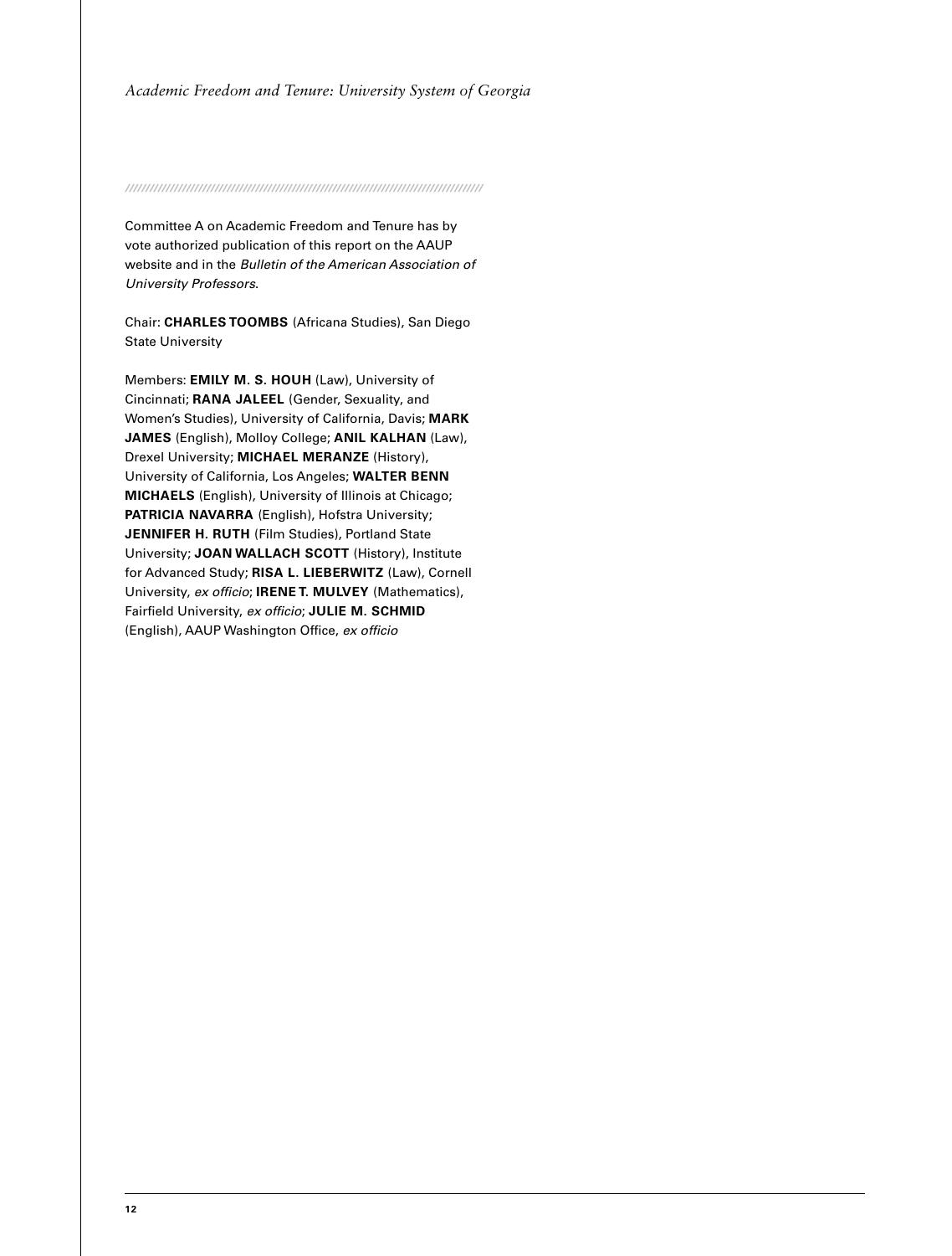Committee A on Academic Freedom and Tenure has by vote authorized publication of this report on the AAUP website and in the *Bulletin of the American Association of University Professors*.

Chair: **CHARLES TOOMBS** (Africana Studies), San Diego State University

Members: **EMILY M. S. HOUH** (Law), University of Cincinnati; **RANA JALEEL** (Gender, Sexuality, and Women's Studies), University of California, Davis; **MARK JAMES** (English), Molloy College; **ANIL KALHAN** (Law), Drexel University; **MICHAEL MERANZE** (History), University of California, Los Angeles; **WALTER BENN MICHAELS** (English), University of Illinois at Chicago; **PATRICIA NAVARRA** (English), Hofstra University; **JENNIFER H. RUTH** (Film Studies), Portland State University; **JOAN WALLACH SCOTT** (History), Institute for Advanced Study; **RISA L. LIEBERWITZ** (Law), Cornell University, *ex officio*; **IRENE T. MULVEY** (Mathematics), Fairfield University, *ex officio*; **JULIE M. SCHMID** (English), AAUP Washington Office, *ex officio*